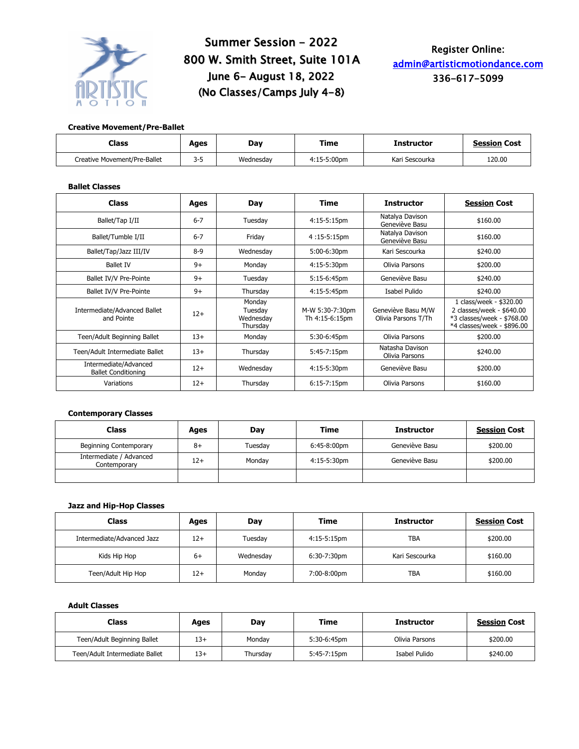# Summer Session – 2022

**800 W. Smith Street, Suite 101A**
**June 6– August 18, 2022**
**(No Classes/Camps July 4-8)**

**Register Online:**
admin@artisticmotiondance.com
336-617-5099

### Creative Movement/Pre-Ballet

| Class | Ages | Day | Time | Instructor | Session Cost |
|---|---|---|---|---|---|
| Creative Movement/Pre-Ballet | 3-5 | Wednesday | 4:15-5:00pm | Kari Sescourka | 120.00 |

### Ballet Classes

| Class | Ages | Day | Time | Instructor | Session Cost |
|---|---|---|---|---|---|
| Ballet/Tap I/II | 6-7 | Tuesday | 4:15-5:15pm | Natalya Davison Geneviève Basu | $160.00 |
| Ballet/Tumble I/II | 6-7 | Friday | 4 :15-5:15pm | Natalya Davison Geneviève Basu | $160.00 |
| Ballet/Tap/Jazz III/IV | 8-9 | Wednesday | 5:00-6:30pm | Kari Sescourka | $240.00 |
| Ballet IV | 9+ | Monday | 4:15-5:30pm | Olivia Parsons | $200.00 |
| Ballet IV/V Pre-Pointe | 9+ | Tuesday | 5:15-6:45pm | Geneviève Basu | $240.00 |
| Ballet IV/V Pre-Pointe | 9+ | Thursday | 4:15-5:45pm | Isabel Pulido | $240.00 |
| Intermediate/Advanced Ballet and Pointe | 12+ | Monday Tuesday Wednesday Thursday | M-W 5:30-7:30pm Th 4:15-6:15pm | Geneviève Basu M/W Olivia Parsons T/Th | 1 class/week - $320.00 2 classes/week - $640.00 *3 classes/week - $768.00 *4 classes/week - $896.00 |
| Teen/Adult Beginning Ballet | 13+ | Monday | 5:30-6:45pm | Olivia Parsons | $200.00 |
| Teen/Adult Intermediate Ballet | 13+ | Thursday | 5:45-7:15pm | Natasha Davison Olivia Parsons | $240.00 |
| Intermediate/Advanced Ballet Conditioning | 12+ | Wednesday | 4:15-5:30pm | Geneviève Basu | $200.00 |
| Variations | 12+ | Thursday | 6:15-7:15pm | Olivia Parsons | $160.00 |

### Contemporary Classes

| Class | Ages | Day | Time | Instructor | Session Cost |
|---|---|---|---|---|---|
| Beginning Contemporary | 8+ | Tuesday | 6:45-8:00pm | Geneviève Basu | $200.00 |
| Intermediate / Advanced Contemporary | 12+ | Monday | 4:15-5:30pm | Geneviève Basu | $200.00 |
| | | | | | |

### Jazz and Hip-Hop Classes

| Class | Ages | Day | Time | Instructor | Session Cost |
|---|---|---|---|---|---|
| Intermediate/Advanced Jazz | 12+ | Tuesday | 4:15-5:15pm | TBA | $200.00 |
| Kids Hip Hop | 6+ | Wednesday | 6:30-7:30pm | Kari Sescourka | $160.00 |
| Teen/Adult Hip Hop | 12+ | Monday | 7:00-8:00pm | TBA | $160.00 |

### Adult Classes

| Class | Ages | Day | Time | Instructor | Session Cost |
|---|---|---|---|---|---|
| Teen/Adult Beginning Ballet | 13+ | Monday | 5:30-6:45pm | Olivia Parsons | $200.00 |
| Teen/Adult Intermediate Ballet | 13+ | Thursday | 5:45-7:15pm | Isabel Pulido | $240.00 |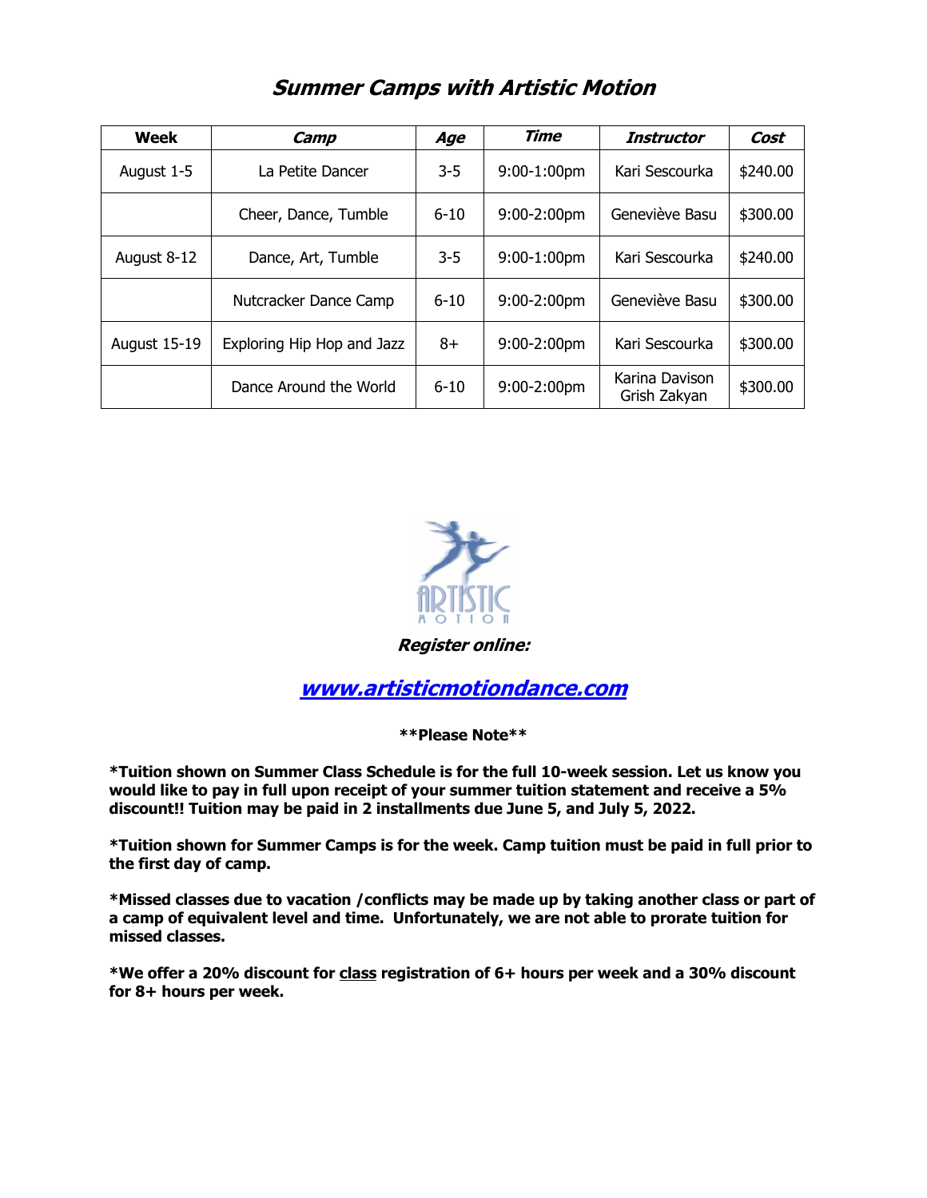# *Summer Camps with Artistic Motion*

| Week | *Camp* | *Age* | *Time* | *Instructor* | *Cost* |
|---|---|---|---|---|---|
| August 1-5 | La Petite Dancer | 3-5 | 9:00-1:00pm | Kari Sescourka | $240.00 |
| | Cheer, Dance, Tumble | 6-10 | 9:00-2:00pm | Geneviève Basu | $300.00 |
| August 8-12 | Dance, Art, Tumble | 3-5 | 9:00-1:00pm | Kari Sescourka | $240.00 |
| | Nutcracker Dance Camp | 6-10 | 9:00-2:00pm | Geneviève Basu | $300.00 |
| August 15-19 | Exploring Hip Hop and Jazz | 8+ | 9:00-2:00pm | Kari Sescourka | $300.00 |
| | Dance Around the World | 6-10 | 9:00-2:00pm | Karina Davison Grish Zakyan | $300.00 |

***Register online:***

***[www.artisticmotiondance.com](http://www.artisticmotiondance.com)***

**\*\*Please Note\*\***

**\*Tuition shown on Summer Class Schedule is for the full 10-week session. Let us know you would like to pay in full upon receipt of your summer tuition statement and receive a 5% discount!! Tuition may be paid in 2 installments due June 5, and July 5, 2022.**

**\*Tuition shown for Summer Camps is for the week. Camp tuition must be paid in full prior to the first day of camp.**

**\*Missed classes due to vacation /conflicts may be made up by taking another class or part of a camp of equivalent level and time. Unfortunately, we are not able to prorate tuition for missed classes.**

**\*We offer a 20% discount for <u>class</u> registration of 6+ hours per week and a 30% discount for 8+ hours per week.**